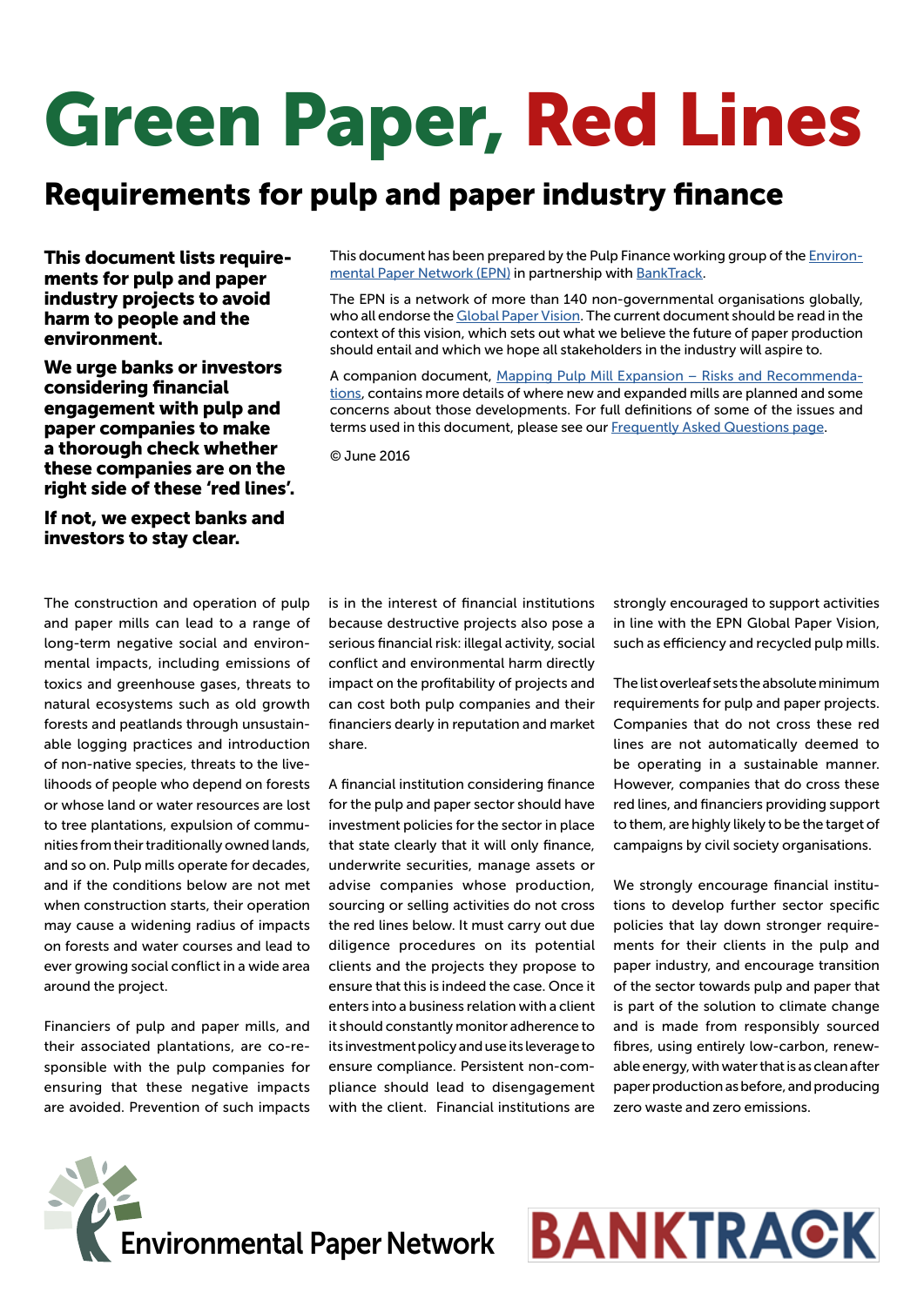# Green Paper, Red Lines

## Requirements for pulp and paper industry finance

**This document lists requirements for pulp and paper industry projects to avoid harm to people and the environment.**

**We urge banks or investors considering financial engagement with pulp and paper companies to make a thorough check whether these companies are on the right side of these 'red lines'.**

**If not, we expect banks and investors to stay clear.**

This document has been prepared by the Pulp Finance working group of the Environmental Paper Network (EPN) in partnership with BankTrack.

The EPN is a network of more than 140 non-governmental organisations globally, who all endorse the Global Paper Vision. The current document should be read in the context of this vision, which sets out what we believe the future of paper production should entail and which we hope all stakeholders in the industry will aspire to.

A companion document, Mapping Pulp Mill Expansion – Risks and Recommendations, contains more details of where new and expanded mills are planned and some concerns about those developments. For full definitions of some of the issues and terms used in this document, please see our Frequently Asked Questions page.

© June 2016

The construction and operation of pulp and paper mills can lead to a range of long-term negative social and environmental impacts, including emissions of toxics and greenhouse gases, threats to natural ecosystems such as old growth forests and peatlands through unsustainable logging practices and introduction of non-native species, threats to the livelihoods of people who depend on forests or whose land or water resources are lost to tree plantations, expulsion of communities from their traditionally owned lands, and so on. Pulp mills operate for decades, and if the conditions below are not met when construction starts, their operation may cause a widening radius of impacts on forests and water courses and lead to ever growing social conflict in a wide area around the project.

Financiers of pulp and paper mills, and their associated plantations, are co-responsible with the pulp companies for ensuring that these negative impacts are avoided. Prevention of such impacts is in the interest of financial institutions because destructive projects also pose a serious financial risk: illegal activity, social conflict and environmental harm directly impact on the profitability of projects and can cost both pulp companies and their financiers dearly in reputation and market share.

A financial institution considering finance for the pulp and paper sector should have investment policies for the sector in place that state clearly that it will only finance, underwrite securities, manage assets or advise companies whose production, sourcing or selling activities do not cross the red lines below. It must carry out due diligence procedures on its potential clients and the projects they propose to ensure that this is indeed the case. Once it enters into a business relation with a client it should constantly monitor adherence to its investment policy and use its leverage to ensure compliance. Persistent non-compliance should lead to disengagement with the client. Financial institutions are strongly encouraged to support activities in line with the EPN Global Paper Vision, such as efficiency and recycled pulp mills.

The list overleaf sets the absolute minimum requirements for pulp and paper projects. Companies that do not cross these red lines are not automatically deemed to be operating in a sustainable manner. However, companies that do cross these red lines, and financiers providing support to them, are highly likely to be the target of campaigns by civil society organisations.

We strongly encourage financial institutions to develop further sector specific policies that lay down stronger requirements for their clients in the pulp and paper industry, and encourage transition of the sector towards pulp and paper that is part of the solution to climate change and is made from responsibly sourced fibres, using entirely low-carbon, renewable energy, with water that is as clean after paper production as before, and producing zero waste and zero emissions.

Environmental Paper Network

BANKTRACK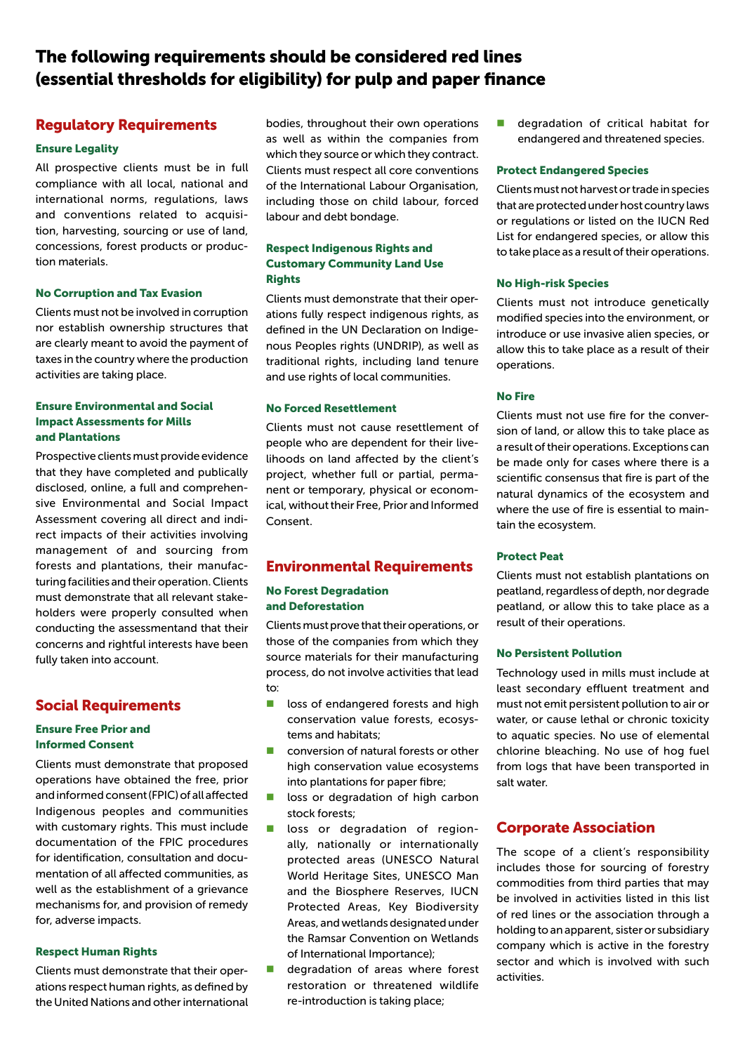# The following requirements should be considered red lines (essential thresholds for eligibility) for pulp and paper finance

## Regulatory Requirements

### Ensure Legality

All prospective clients must be in full compliance with all local, national and international norms, regulations, laws and conventions related to acquisition, harvesting, sourcing or use of land, concessions, forest products or production materials.

### No Corruption and Tax Evasion

Clients must not be involved in corruption nor establish ownership structures that are clearly meant to avoid the payment of taxes in the country where the production activities are taking place.

### Ensure Environmental and Social Impact Assessments for Mills and Plantations

Prospective clients must provide evidence that they have completed and publically disclosed, online, a full and comprehensive Environmental and Social Impact Assessment covering all direct and indirect impacts of their activities involving management of and sourcing from forests and plantations, their manufacturing facilities and their operation. Clients must demonstrate that all relevant stakeholders were properly consulted when conducting the assessmentand that their concerns and rightful interests have been fully taken into account.

## Social Requirements

### Ensure Free Prior and Informed Consent

Clients must demonstrate that proposed operations have obtained the free, prior and informed consent (FPIC) of all affected Indigenous peoples and communities with customary rights. This must include documentation of the FPIC procedures for identification, consultation and documentation of all affected communities, as well as the establishment of a grievance mechanisms for, and provision of remedy for, adverse impacts.

### Respect Human Rights

Clients must demonstrate that their operations respect human rights, as defined by the United Nations and other international bodies, throughout their own operations as well as within the companies from which they source or which they contract. Clients must respect all core conventions of the International Labour Organisation, including those on child labour, forced labour and debt bondage.

### Respect Indigenous Rights and Customary Community Land Use Rights

Clients must demonstrate that their operations fully respect indigenous rights, as defined in the UN Declaration on Indigenous Peoples rights (UNDRIP), as well as traditional rights, including land tenure and use rights of local communities.

### No Forced Resettlement

Clients must not cause resettlement of people who are dependent for their livelihoods on land affected by the client's project, whether full or partial, permanent or temporary, physical or economical, without their Free, Prior and Informed Consent.

## Environmental Requirements

### No Forest Degradation and Deforestation

Clients must prove that their operations, or those of the companies from which they source materials for their manufacturing process, do not involve activities that lead to:

- loss of endangered forests and high conservation value forests, ecosystems and habitats;
- conversion of natural forests or other high conservation value ecosystems into plantations for paper fibre;
- loss or degradation of high carbon stock forests;
- loss or degradation of regionally, nationally or internationally protected areas (UNESCO Natural World Heritage Sites, UNESCO Man and the Biosphere Reserves, IUCN Protected Areas, Key Biodiversity Areas, and wetlands designated under the Ramsar Convention on Wetlands of International Importance);
- degradation of areas where forest restoration or threatened wildlife re-introduction is taking place;
- degradation of critical habitat for endangered and threatened species.

### Protect Endangered Species

Clients must not harvest or trade in species that are protected under host country laws or regulations or listed on the IUCN Red List for endangered species, or allow this to take place as a result of their operations.

### No High-risk Species

Clients must not introduce genetically modified species into the environment, or introduce or use invasive alien species, or allow this to take place as a result of their operations.

### No Fire

Clients must not use fire for the conversion of land, or allow this to take place as a result of their operations. Exceptions can be made only for cases where there is a scientific consensus that fire is part of the natural dynamics of the ecosystem and where the use of fire is essential to maintain the ecosystem.

### Protect Peat

Clients must not establish plantations on peatland, regardless of depth, nor degrade peatland, or allow this to take place as a result of their operations.

### No Persistent Pollution

Technology used in mills must include at least secondary effluent treatment and must not emit persistent pollution to air or water, or cause lethal or chronic toxicity to aquatic species. No use of elemental chlorine bleaching. No use of hog fuel from logs that have been transported in salt water.

## Corporate Association

The scope of a client's responsibility includes those for sourcing of forestry commodities from third parties that may be involved in activities listed in this list of red lines or the association through a holding to an apparent, sister or subsidiary company which is active in the forestry sector and which is involved with such activities.